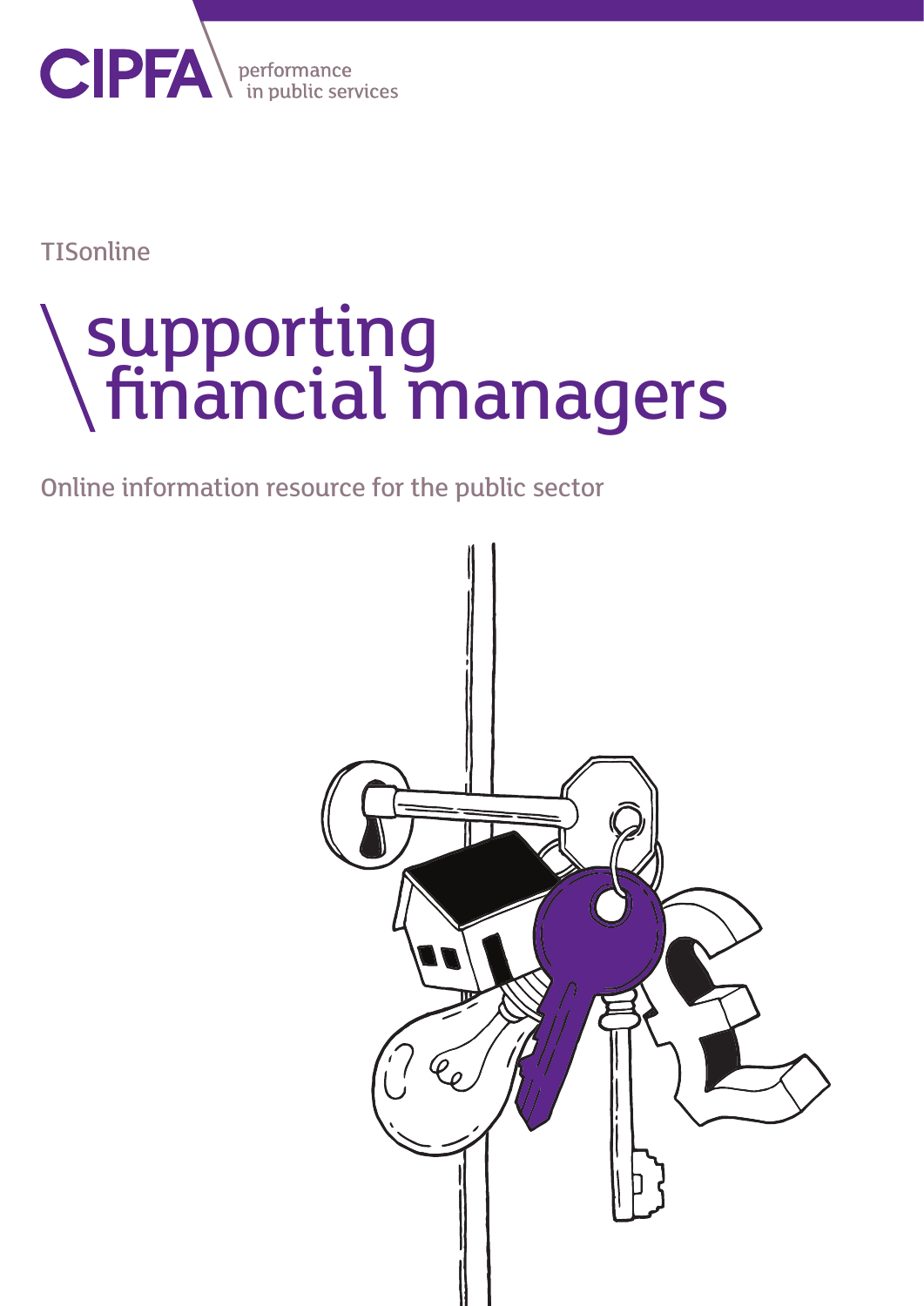CIPFA performance in public services

TISonline

# supporting financial managers

Online information resource for the public sector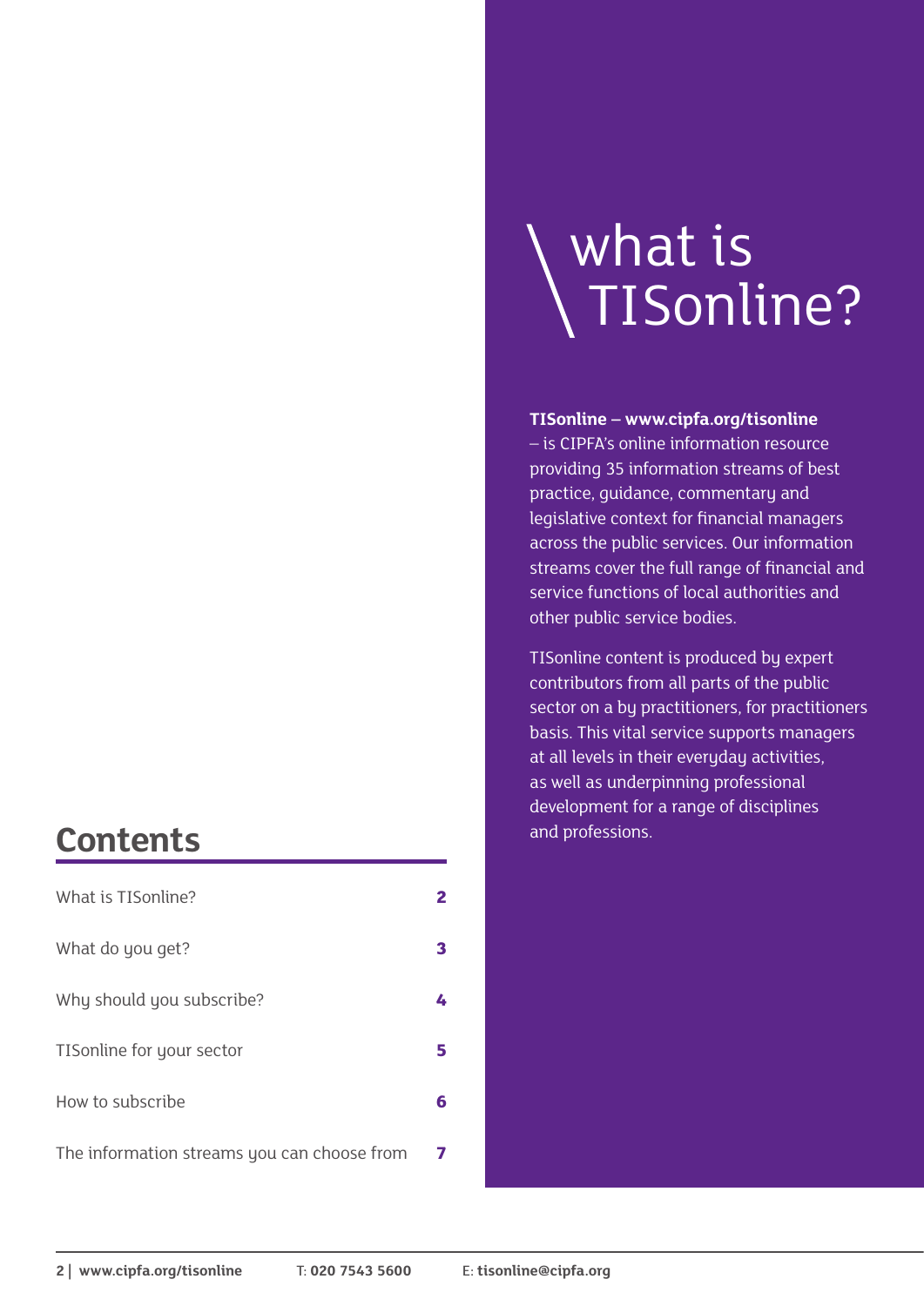## Contents

| | |
|---|---|
| What is TISonline? | 2 |
| What do you get? | 3 |
| Why should you subscribe? | 4 |
| TISonline for your sector | 5 |
| How to subscribe | 6 |
| The information streams you can choose from | 7 |

# what is TISonline?

**TISonline – www.cipfa.org/tisonline** – is CIPFA's online information resource providing 35 information streams of best practice, guidance, commentary and legislative context for financial managers across the public services. Our information streams cover the full range of financial and service functions of local authorities and other public service bodies.

TISonline content is produced by expert contributors from all parts of the public sector on a by practitioners, for practitioners basis. This vital service supports managers at all levels in their everyday activities, as well as underpinning professional development for a range of disciplines and professions.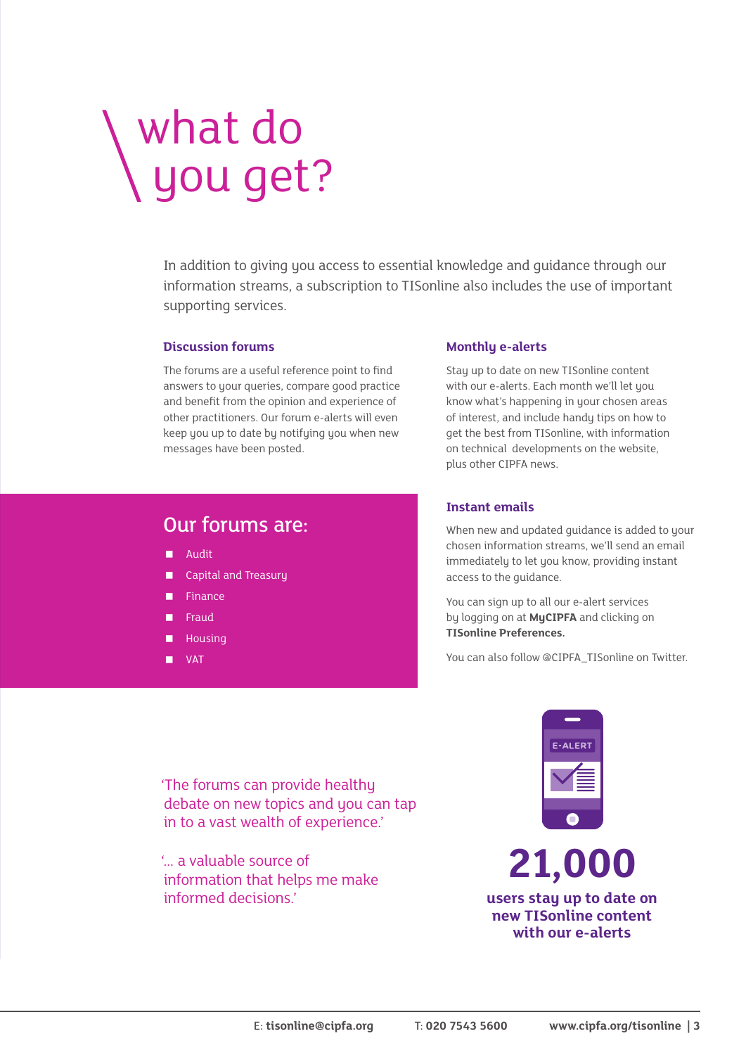# what do you get?

In addition to giving you access to essential knowledge and guidance through our information streams, a subscription to TISonline also includes the use of important supporting services.

### Discussion forums

The forums are a useful reference point to find answers to your queries, compare good practice and benefit from the opinion and experience of other practitioners. Our forum e-alerts will even keep you up to date by notifying you when new messages have been posted.

## Our forums are:

- Audit
- Capital and Treasury
- Finance
- Fraud
- Housing
- VAT

'The forums can provide healthy debate on new topics and you can tap in to a vast wealth of experience.'

'... a valuable source of information that helps me make informed decisions.'

### Monthly e-alerts

Stay up to date on new TISonline content with our e-alerts. Each month we'll let you know what's happening in your chosen areas of interest, and include handy tips on how to get the best from TISonline, with information on technical developments on the website, plus other CIPFA news.

### Instant emails

When new and updated guidance is added to your chosen information streams, we'll send an email immediately to let you know, providing instant access to the guidance.

You can sign up to all our e-alert services by logging on at **MyCIPFA** and clicking on **TISonline Preferences.**

You can also follow @CIPFA_TISonline on Twitter.

E-ALERT

**21,000**

**users stay up to date on new TISonline content with our e-alerts**

E: **tisonline@cipfa.org** T: **020 7543 5600** **www.cipfa.org/tisonline**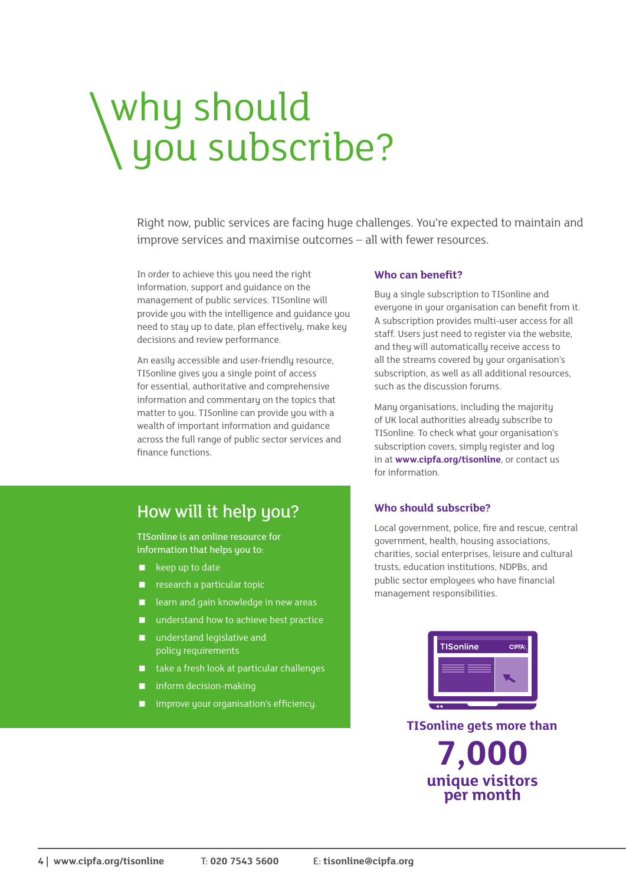# why should you subscribe?

Right now, public services are facing huge challenges. You're expected to maintain and improve services and maximise outcomes – all with fewer resources.

In order to achieve this you need the right information, support and guidance on the management of public services. TISonline will provide you with the intelligence and guidance you need to stay up to date, plan effectively, make key decisions and review performance.

An easily accessible and user-friendly resource, TISonline gives you a single point of access for essential, authoritative and comprehensive information and commentary on the topics that matter to you. TISonline can provide you with a wealth of important information and guidance across the full range of public sector services and finance functions.

## How will it help you?

TISonline is an online resource for information that helps you to:

- keep up to date
- research a particular topic
- learn and gain knowledge in new areas
- understand how to achieve best practice
- understand legislative and policy requirements
- take a fresh look at particular challenges
- inform decision-making
- improve your organisation's efficiency.

### Who can benefit?

Buy a single subscription to TISonline and everyone in your organisation can benefit from it. A subscription provides multi-user access for all staff. Users just need to register via the website, and they will automatically receive access to all the streams covered by your organisation's subscription, as well as all additional resources, such as the discussion forums.

Many organisations, including the majority of UK local authorities already subscribe to TISonline. To check what your organisation's subscription covers, simply register and log in at **www.cipfa.org/tisonline**, or contact us for information.

### Who should subscribe?

Local government, police, fire and rescue, central government, health, housing associations, charities, social enterprises, leisure and cultural trusts, education institutions, NDPBs, and public sector employees who have financial management responsibilities.

TISonline CIPFA

**TISonline gets more than**

**7,000**

**unique visitors per month**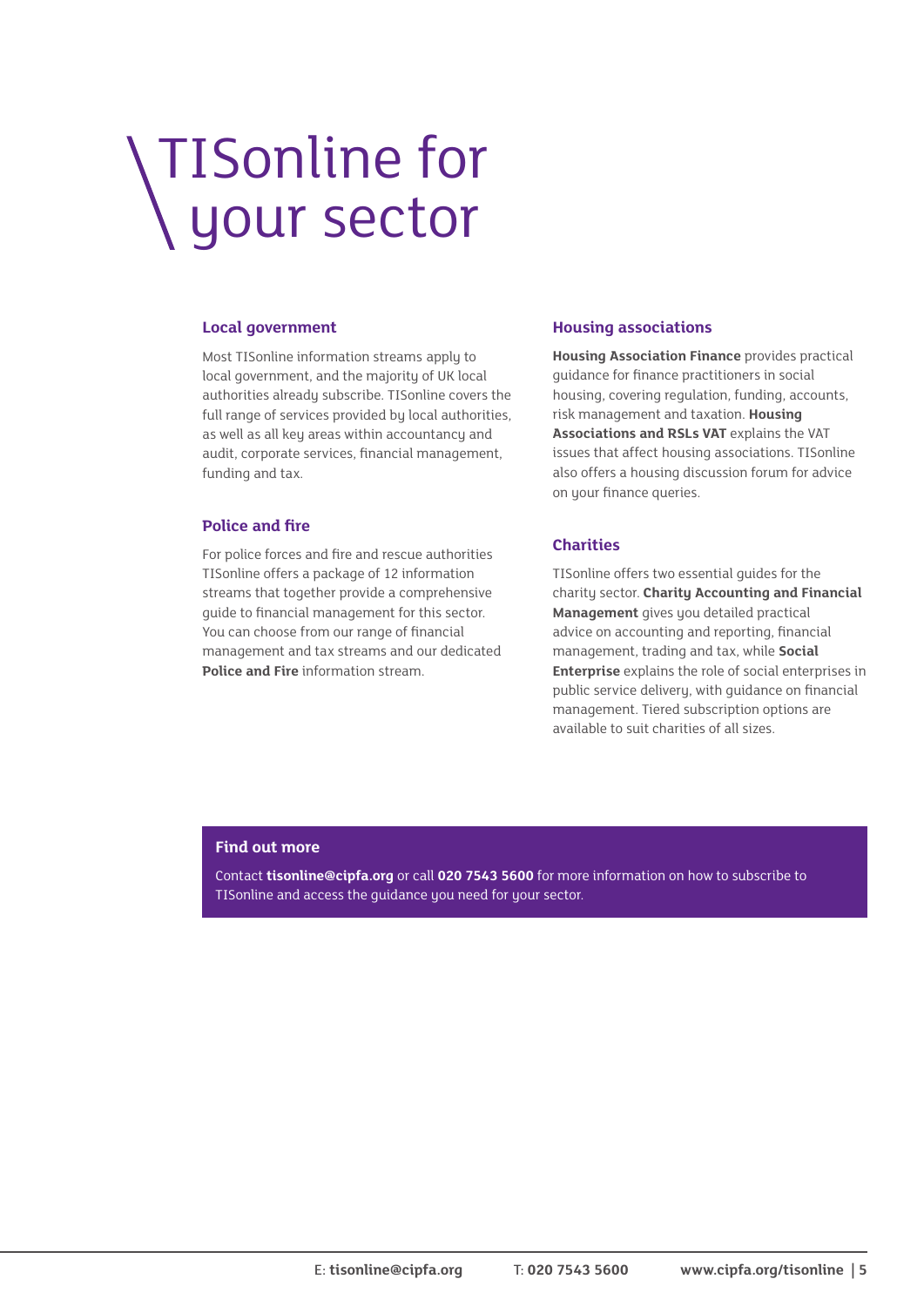# TISonline for your sector

## Local government

Most TISonline information streams apply to local government, and the majority of UK local authorities already subscribe. TISonline covers the full range of services provided by local authorities, as well as all key areas within accountancy and audit, corporate services, financial management, funding and tax.

## Police and fire

For police forces and fire and rescue authorities TISonline offers a package of 12 information streams that together provide a comprehensive guide to financial management for this sector. You can choose from our range of financial management and tax streams and our dedicated **Police and Fire** information stream.

## Housing associations

**Housing Association Finance** provides practical guidance for finance practitioners in social housing, covering regulation, funding, accounts, risk management and taxation. **Housing Associations and RSLs VAT** explains the VAT issues that affect housing associations. TISonline also offers a housing discussion forum for advice on your finance queries.

## Charities

TISonline offers two essential guides for the charity sector. **Charity Accounting and Financial Management** gives you detailed practical advice on accounting and reporting, financial management, trading and tax, while **Social Enterprise** explains the role of social enterprises in public service delivery, with guidance on financial management. Tiered subscription options are available to suit charities of all sizes.

## Find out more

Contact **tisonline@cipfa.org** or call **020 7543 5600** for more information on how to subscribe to TISonline and access the guidance you need for your sector.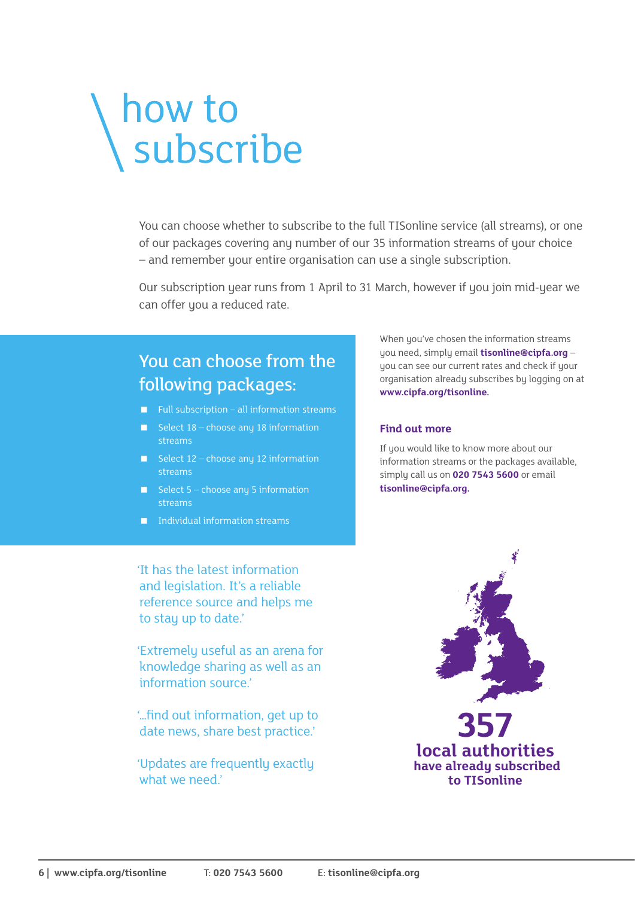# how to subscribe

You can choose whether to subscribe to the full TISonline service (all streams), or one of our packages covering any number of our 35 information streams of your choice – and remember your entire organisation can use a single subscription.

Our subscription year runs from 1 April to 31 March, however if you join mid-year we can offer you a reduced rate.

## You can choose from the following packages:

- Full subscription – all information streams
- Select 18 – choose any 18 information streams
- Select 12 – choose any 12 information streams
- Select 5 – choose any 5 information streams
- Individual information streams

When you've chosen the information streams you need, simply email **tisonline@cipfa.org** – you can see our current rates and check if your organisation already subscribes by logging on at **www.cipfa.org/tisonline.**

### Find out more

If you would like to know more about our information streams or the packages available, simply call us on **020 7543 5600** or email **tisonline@cipfa.org.**

'It has the latest information and legislation. It's a reliable reference source and helps me to stay up to date.'

'Extremely useful as an arena for knowledge sharing as well as an information source.'

'...find out information, get up to date news, share best practice.'

'Updates are frequently exactly what we need.'

**357**
**local authorities**
**have already subscribed to TISonline**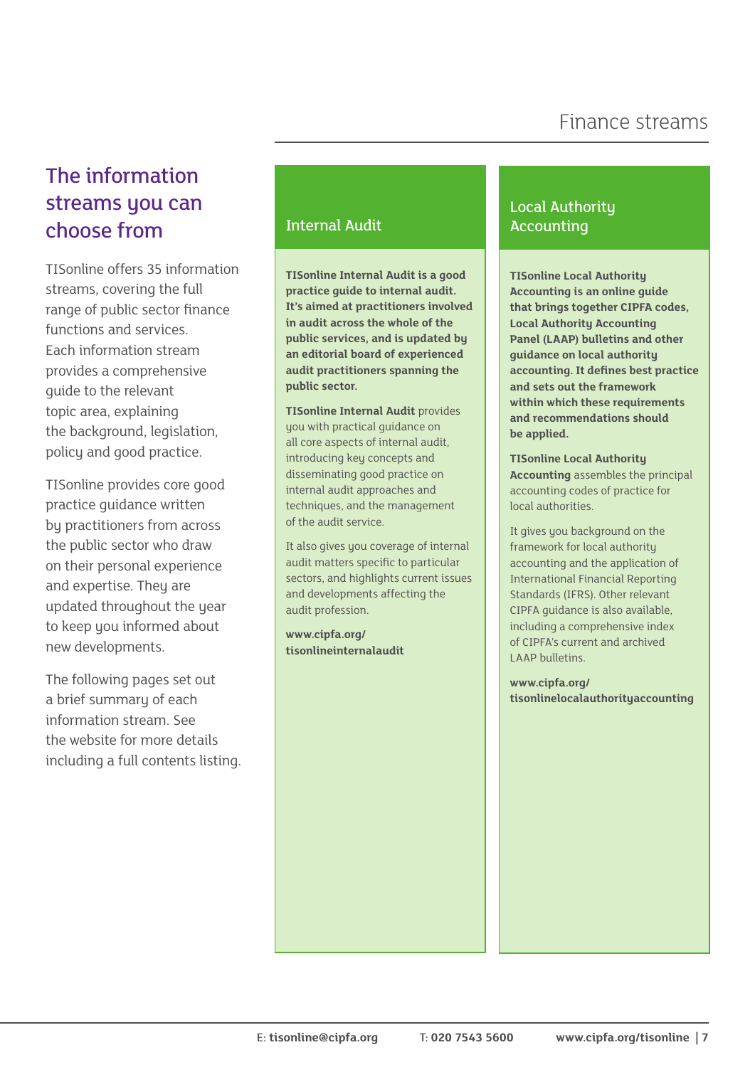# Finance streams

## The information streams you can choose from

TISonline offers 35 information streams, covering the full range of public sector finance functions and services. Each information stream provides a comprehensive guide to the relevant topic area, explaining the background, legislation, policy and good practice.

TISonline provides core good practice guidance written by practitioners from across the public sector who draw on their personal experience and expertise. They are updated throughout the year to keep you informed about new developments.

The following pages set out a brief summary of each information stream. See the website for more details including a full contents listing.

### Internal Audit

**TISonline Internal Audit is a good practice guide to internal audit. It's aimed at practitioners involved in audit across the whole of the public services, and is updated by an editorial board of experienced audit practitioners spanning the public sector.**

**TISonline Internal Audit** provides you with practical guidance on all core aspects of internal audit, introducing key concepts and disseminating good practice on internal audit approaches and techniques, and the management of the audit service.

It also gives you coverage of internal audit matters specific to particular sectors, and highlights current issues and developments affecting the audit profession.

**www.cipfa.org/tisonlineinternalaudit**

### Local Authority Accounting

**TISonline Local Authority Accounting is an online guide that brings together CIPFA codes, Local Authority Accounting Panel (LAAP) bulletins and other guidance on local authority accounting. It defines best practice and sets out the framework within which these requirements and recommendations should be applied.**

**TISonline Local Authority Accounting** assembles the principal accounting codes of practice for local authorities.

It gives you background on the framework for local authority accounting and the application of International Financial Reporting Standards (IFRS). Other relevant CIPFA guidance is also available, including a comprehensive index of CIPFA's current and archived LAAP bulletins.

**www.cipfa.org/tisonlinelocalauthorityaccounting**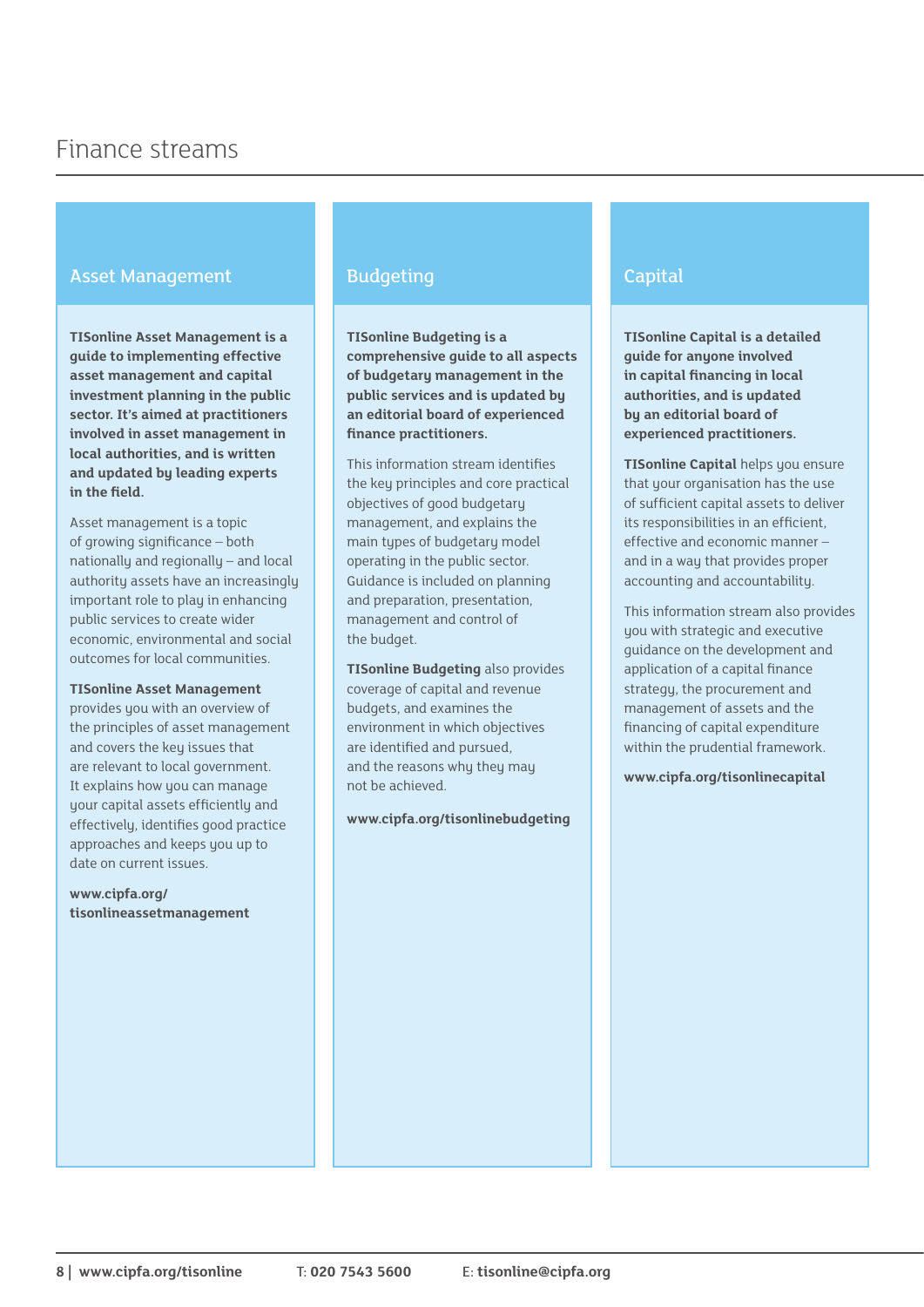# Finance streams

## Asset Management

**TISonline Asset Management is a guide to implementing effective asset management and capital investment planning in the public sector. It's aimed at practitioners involved in asset management in local authorities, and is written and updated by leading experts in the field.**

Asset management is a topic of growing significance – both nationally and regionally – and local authority assets have an increasingly important role to play in enhancing public services to create wider economic, environmental and social outcomes for local communities.

**TISonline Asset Management** provides you with an overview of the principles of asset management and covers the key issues that are relevant to local government. It explains how you can manage your capital assets efficiently and effectively, identifies good practice approaches and keeps you up to date on current issues.

**www.cipfa.org/tisonlineassetmanagement**

## Budgeting

**TISonline Budgeting is a comprehensive guide to all aspects of budgetary management in the public services and is updated by an editorial board of experienced finance practitioners.**

This information stream identifies the key principles and core practical objectives of good budgetary management, and explains the main types of budgetary model operating in the public sector. Guidance is included on planning and preparation, presentation, management and control of the budget.

**TISonline Budgeting** also provides coverage of capital and revenue budgets, and examines the environment in which objectives are identified and pursued, and the reasons why they may not be achieved.

**www.cipfa.org/tisonlinebudgeting**

## Capital

**TISonline Capital is a detailed guide for anyone involved in capital financing in local authorities, and is updated by an editorial board of experienced practitioners.**

**TISonline Capital** helps you ensure that your organisation has the use of sufficient capital assets to deliver its responsibilities in an efficient, effective and economic manner – and in a way that provides proper accounting and accountability.

This information stream also provides you with strategic and executive guidance on the development and application of a capital finance strategy, the procurement and management of assets and the financing of capital expenditure within the prudential framework.

**www.cipfa.org/tisonlinecapital**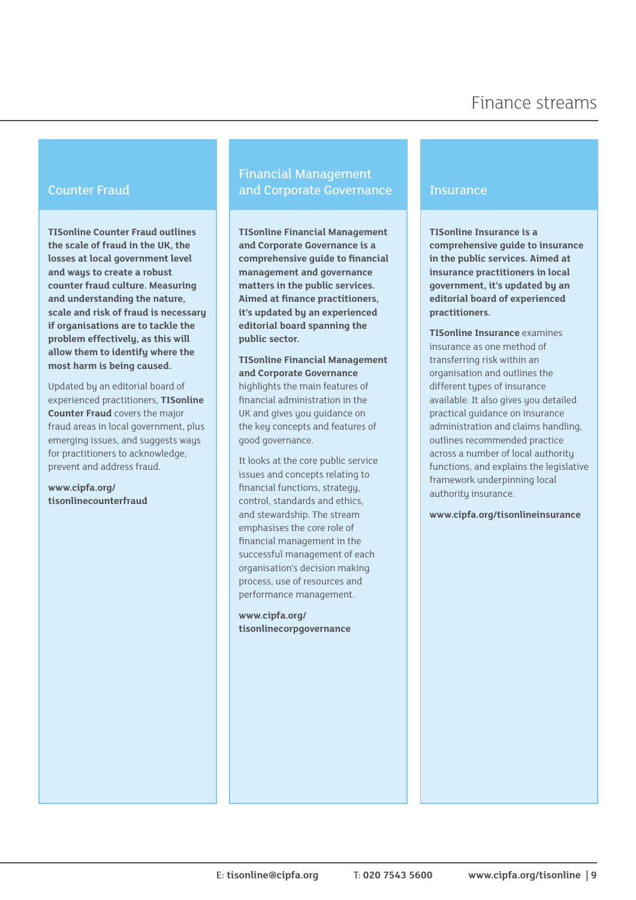# Finance streams

## Counter Fraud

**TISonline Counter Fraud outlines the scale of fraud in the UK, the losses at local government level and ways to create a robust counter fraud culture. Measuring and understanding the nature, scale and risk of fraud is necessary if organisations are to tackle the problem effectively, as this will allow them to identify where the most harm is being caused.**

Updated by an editorial board of experienced practitioners, **TISonline Counter Fraud** covers the major fraud areas in local government, plus emerging issues, and suggests ways for practitioners to acknowledge, prevent and address fraud.

**www.cipfa.org/tisonlinecounterfraud**

## Financial Management and Corporate Governance

**TISonline Financial Management and Corporate Governance is a comprehensive guide to financial management and governance matters in the public services. Aimed at finance practitioners, it's updated by an experienced editorial board spanning the public sector.**

**TISonline Financial Management and Corporate Governance** highlights the main features of financial administration in the UK and gives you guidance on the key concepts and features of good governance.

It looks at the core public service issues and concepts relating to financial functions, strategy, control, standards and ethics, and stewardship. The stream emphasises the core role of financial management in the successful management of each organisation's decision making process, use of resources and performance management.

**www.cipfa.org/tisonlinecorpgovernance**

## Insurance

**TISonline Insurance is a comprehensive guide to insurance in the public services. Aimed at insurance practitioners in local government, it's updated by an editorial board of experienced practitioners.**

**TISonline Insurance** examines insurance as one method of transferring risk within an organisation and outlines the different types of insurance available. It also gives you detailed practical guidance on insurance administration and claims handling, outlines recommended practice across a number of local authority functions, and explains the legislative framework underpinning local authority insurance.

**www.cipfa.org/tisonlineinsurance**

E: **tisonline@cipfa.org** T: **020 7543 5600** **www.cipfa.org/tisonline**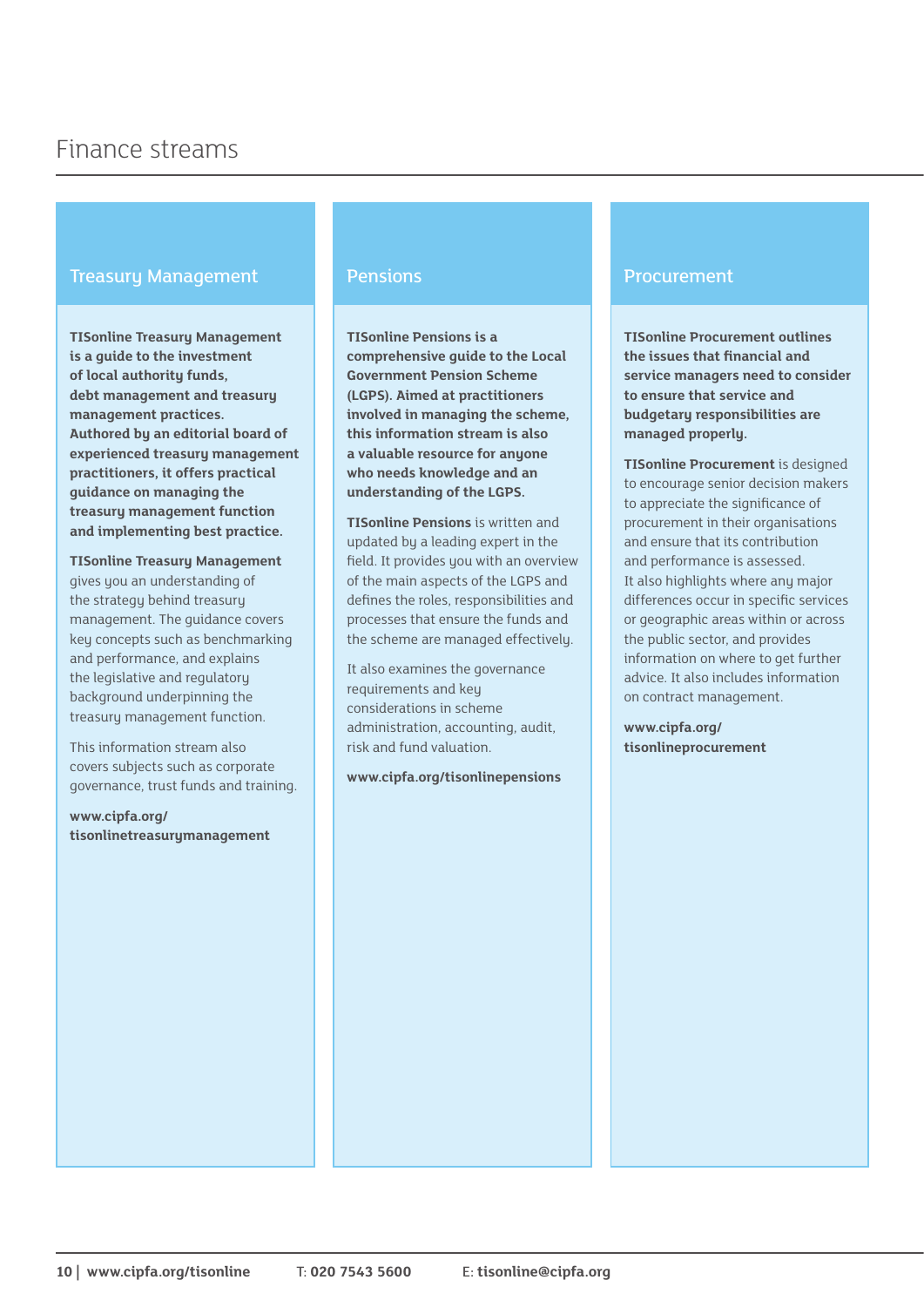# Finance streams

## Treasury Management

**TISonline Treasury Management is a guide to the investment of local authority funds, debt management and treasury management practices. Authored by an editorial board of experienced treasury management practitioners, it offers practical guidance on managing the treasury management function and implementing best practice.**

**TISonline Treasury Management** gives you an understanding of the strategy behind treasury management. The guidance covers key concepts such as benchmarking and performance, and explains the legislative and regulatory background underpinning the treasury management function.

This information stream also covers subjects such as corporate governance, trust funds and training.

**www.cipfa.org/tisonlinetreasurymanagement**

## Pensions

**TISonline Pensions is a comprehensive guide to the Local Government Pension Scheme (LGPS). Aimed at practitioners involved in managing the scheme, this information stream is also a valuable resource for anyone who needs knowledge and an understanding of the LGPS.**

**TISonline Pensions** is written and updated by a leading expert in the field. It provides you with an overview of the main aspects of the LGPS and defines the roles, responsibilities and processes that ensure the funds and the scheme are managed effectively.

It also examines the governance requirements and key considerations in scheme administration, accounting, audit, risk and fund valuation.

**www.cipfa.org/tisonlinepensions**

## Procurement

**TISonline Procurement outlines the issues that financial and service managers need to consider to ensure that service and budgetary responsibilities are managed properly.**

**TISonline Procurement** is designed to encourage senior decision makers to appreciate the significance of procurement in their organisations and ensure that its contribution and performance is assessed. It also highlights where any major differences occur in specific services or geographic areas within or across the public sector, and provides information on where to get further advice. It also includes information on contract management.

**www.cipfa.org/tisonlineprocurement**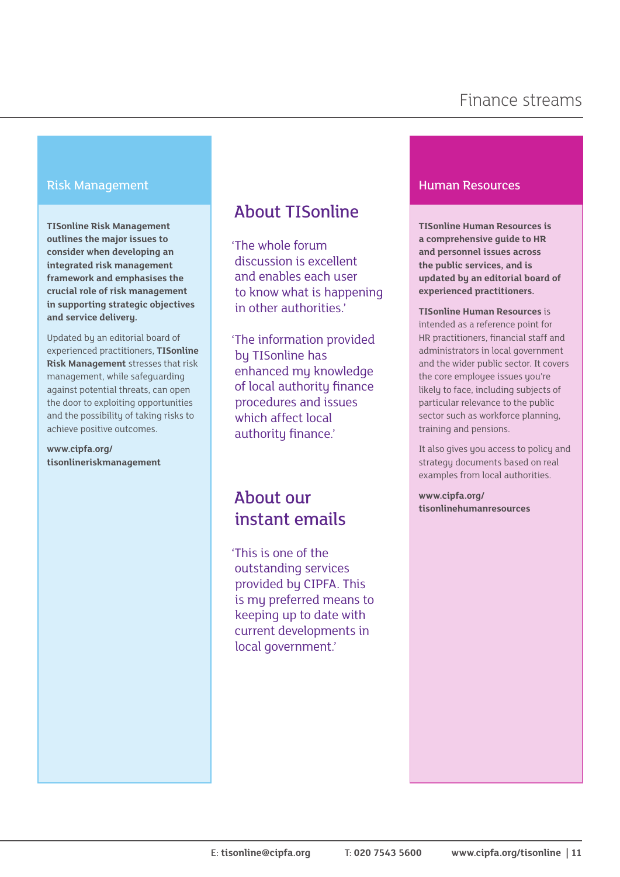## Risk Management

**TISonline Risk Management outlines the major issues to consider when developing an integrated risk management framework and emphasises the crucial role of risk management in supporting strategic objectives and service delivery.**

Updated by an editorial board of experienced practitioners, **TISonline Risk Management** stresses that risk management, while safeguarding against potential threats, can open the door to exploiting opportunities and the possibility of taking risks to achieve positive outcomes.

**www.cipfa.org/tisonlineriskmanagement**

## About TISonline

'The whole forum discussion is excellent and enables each user to know what is happening in other authorities.'

'The information provided by TISonline has enhanced my knowledge of local authority finance procedures and issues which affect local authority finance.'

## About our instant emails

'This is one of the outstanding services provided by CIPFA. This is my preferred means to keeping up to date with current developments in local government.'

## Human Resources

**TISonline Human Resources is a comprehensive guide to HR and personnel issues across the public services, and is updated by an editorial board of experienced practitioners.**

**TISonline Human Resources** is intended as a reference point for HR practitioners, financial staff and administrators in local government and the wider public sector. It covers the core employee issues you're likely to face, including subjects of particular relevance to the public sector such as workforce planning, training and pensions.

It also gives you access to policy and strategy documents based on real examples from local authorities.

**www.cipfa.org/tisonlinehumanresources**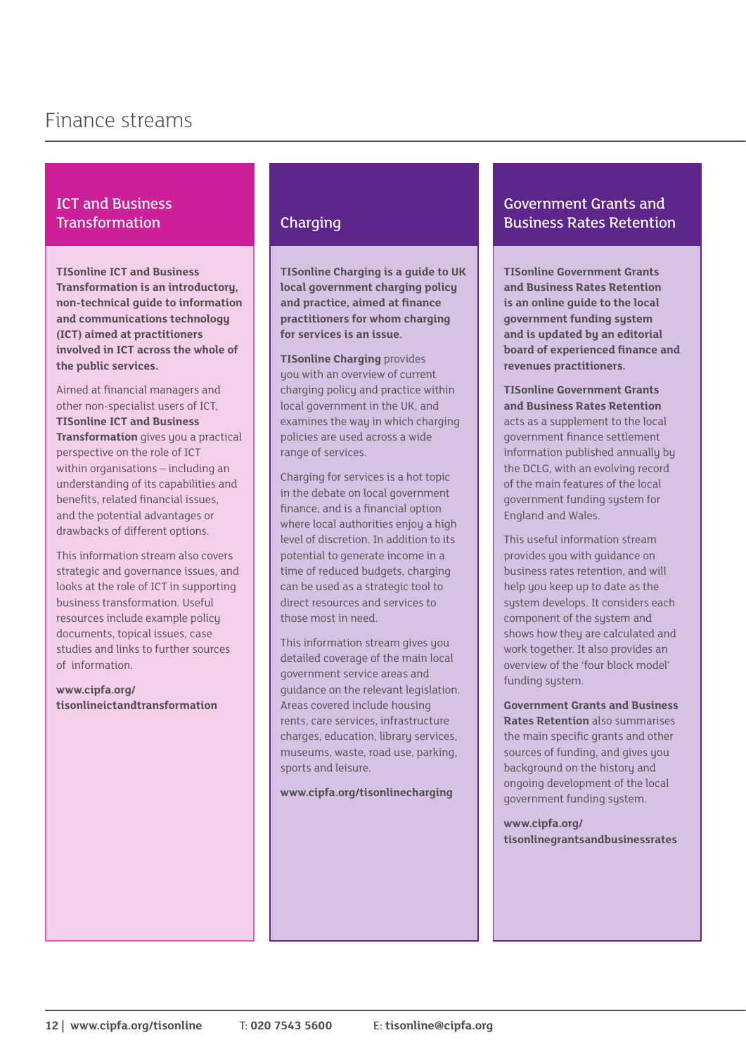# Finance streams

## ICT and Business Transformation

**TISonline ICT and Business Transformation is an introductory, non-technical guide to information and communications technology (ICT) aimed at practitioners involved in ICT across the whole of the public services.**

Aimed at financial managers and other non-specialist users of ICT, **TISonline ICT and Business Transformation** gives you a practical perspective on the role of ICT within organisations – including an understanding of its capabilities and benefits, related financial issues, and the potential advantages or drawbacks of different options.

This information stream also covers strategic and governance issues, and looks at the role of ICT in supporting business transformation. Useful resources include example policy documents, topical issues, case studies and links to further sources of information.

**www.cipfa.org/tisonlineictandtransformation**

## Charging

**TISonline Charging is a guide to UK local government charging policy and practice, aimed at finance practitioners for whom charging for services is an issue.**

**TISonline Charging** provides you with an overview of current charging policy and practice within local government in the UK, and examines the way in which charging policies are used across a wide range of services.

Charging for services is a hot topic in the debate on local government finance, and is a financial option where local authorities enjoy a high level of discretion. In addition to its potential to generate income in a time of reduced budgets, charging can be used as a strategic tool to direct resources and services to those most in need.

This information stream gives you detailed coverage of the main local government service areas and guidance on the relevant legislation. Areas covered include housing rents, care services, infrastructure charges, education, library services, museums, waste, road use, parking, sports and leisure.

**www.cipfa.org/tisonlinecharging**

## Government Grants and Business Rates Retention

**TISonline Government Grants and Business Rates Retention is an online guide to the local government funding system and is updated by an editorial board of experienced finance and revenues practitioners.**

**TISonline Government Grants and Business Rates Retention** acts as a supplement to the local government finance settlement information published annually by the DCLG, with an evolving record of the main features of the local government funding system for England and Wales.

This useful information stream provides you with guidance on business rates retention, and will help you keep up to date as the system develops. It considers each component of the system and shows how they are calculated and work together. It also provides an overview of the 'four block model' funding system.

**Government Grants and Business Rates Retention** also summarises the main specific grants and other sources of funding, and gives you background on the history and ongoing development of the local government funding system.

**www.cipfa.org/tisonlinegrantsandbusinessrates**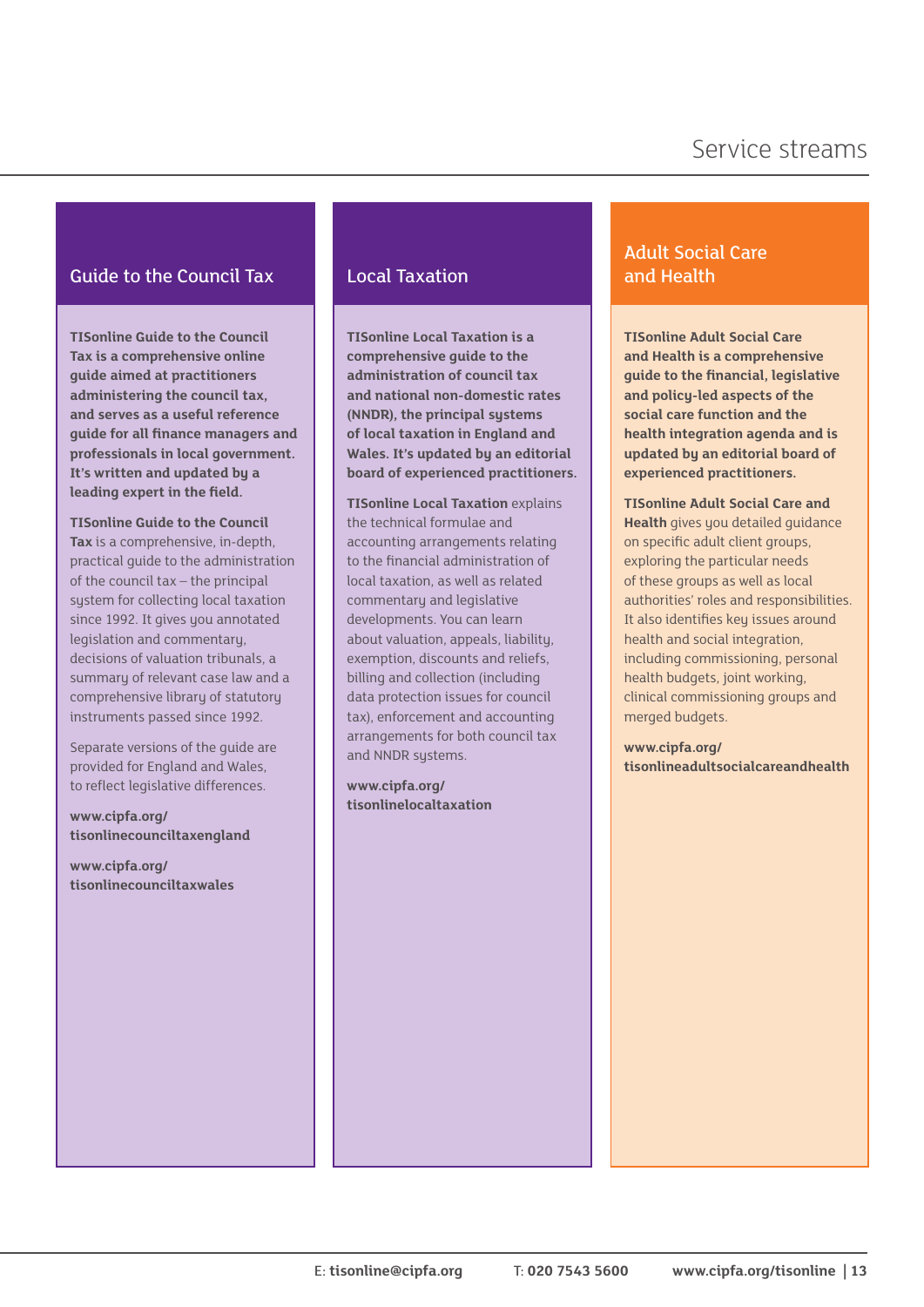# Service streams

## Guide to the Council Tax

**TISonline Guide to the Council Tax is a comprehensive online guide aimed at practitioners administering the council tax, and serves as a useful reference guide for all finance managers and professionals in local government. It's written and updated by a leading expert in the field.**

**TISonline Guide to the Council Tax** is a comprehensive, in-depth, practical guide to the administration of the council tax – the principal system for collecting local taxation since 1992. It gives you annotated legislation and commentary, decisions of valuation tribunals, a summary of relevant case law and a comprehensive library of statutory instruments passed since 1992.

Separate versions of the guide are provided for England and Wales, to reflect legislative differences.

**www.cipfa.org/tisonlinecounciltaxengland**

**www.cipfa.org/tisonlinecounciltaxwales**

## Local Taxation

**TISonline Local Taxation is a comprehensive guide to the administration of council tax and national non-domestic rates (NNDR), the principal systems of local taxation in England and Wales. It's updated by an editorial board of experienced practitioners.**

**TISonline Local Taxation** explains the technical formulae and accounting arrangements relating to the financial administration of local taxation, as well as related commentary and legislative developments. You can learn about valuation, appeals, liability, exemption, discounts and reliefs, billing and collection (including data protection issues for council tax), enforcement and accounting arrangements for both council tax and NNDR systems.

**www.cipfa.org/tisonlinelocaltaxation**

## Adult Social Care and Health

**TISonline Adult Social Care and Health is a comprehensive guide to the financial, legislative and policy-led aspects of the social care function and the health integration agenda and is updated by an editorial board of experienced practitioners.**

**TISonline Adult Social Care and Health** gives you detailed guidance on specific adult client groups, exploring the particular needs of these groups as well as local authorities' roles and responsibilities. It also identifies key issues around health and social integration, including commissioning, personal health budgets, joint working, clinical commissioning groups and merged budgets.

**www.cipfa.org/tisonlineadultsocialcareandhealth**

E: **tisonline@cipfa.org** T: **020 7543 5600** **www.cipfa.org/tisonline**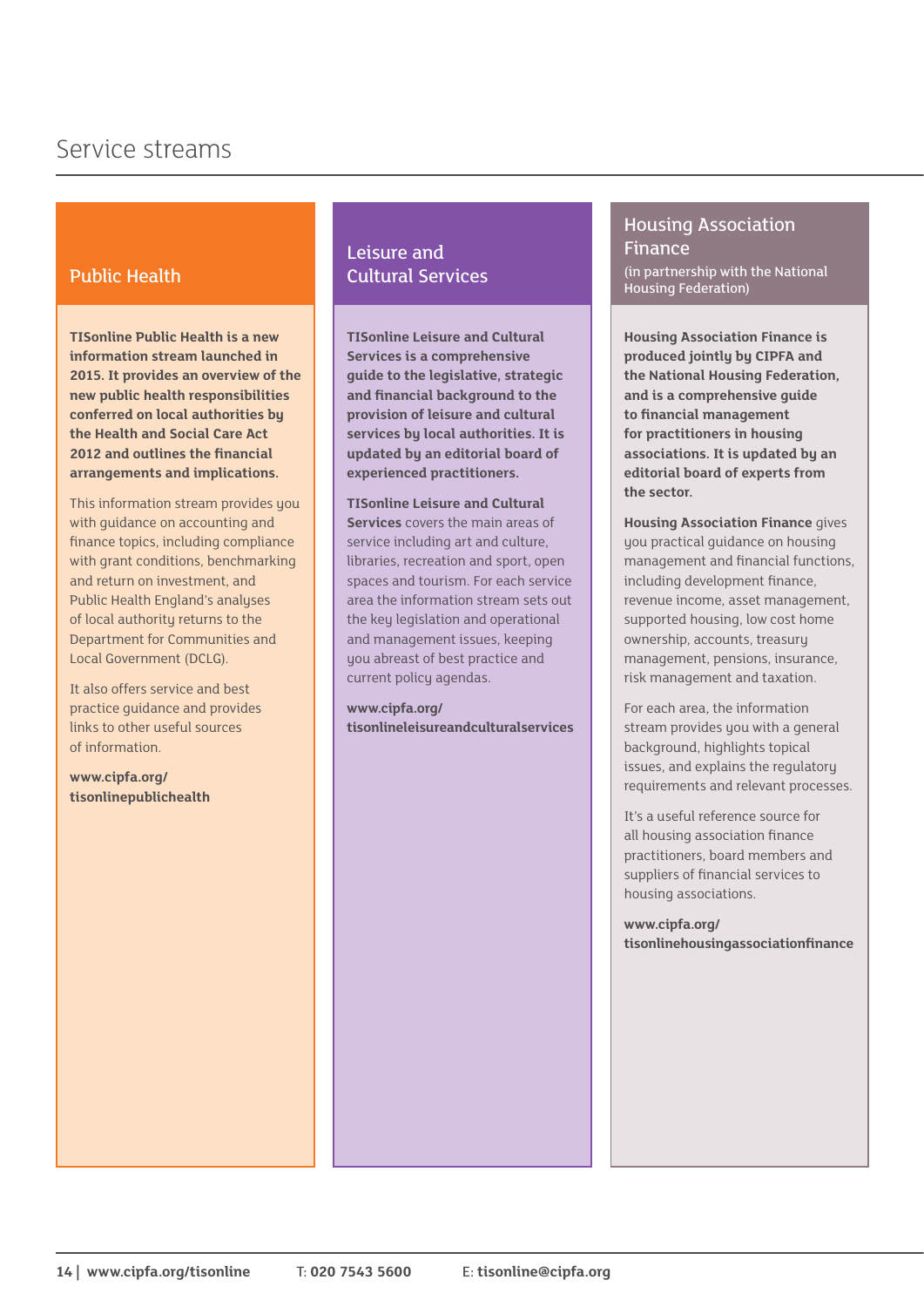# Service streams

## Public Health

**TISonline Public Health is a new information stream launched in 2015. It provides an overview of the new public health responsibilities conferred on local authorities by the Health and Social Care Act 2012 and outlines the financial arrangements and implications.**

This information stream provides you with guidance on accounting and finance topics, including compliance with grant conditions, benchmarking and return on investment, and Public Health England's analyses of local authority returns to the Department for Communities and Local Government (DCLG).

It also offers service and best practice guidance and provides links to other useful sources of information.

**www.cipfa.org/tisonlinepublichealth**

## Leisure and Cultural Services

**TISonline Leisure and Cultural Services is a comprehensive guide to the legislative, strategic and financial background to the provision of leisure and cultural services by local authorities. It is updated by an editorial board of experienced practitioners.**

**TISonline Leisure and Cultural Services** covers the main areas of service including art and culture, libraries, recreation and sport, open spaces and tourism. For each service area the information stream sets out the key legislation and operational and management issues, keeping you abreast of best practice and current policy agendas.

**www.cipfa.org/tisonlineleisureandculturalservices**

## Housing Association Finance

(in partnership with the National Housing Federation)

**Housing Association Finance is produced jointly by CIPFA and the National Housing Federation, and is a comprehensive guide to financial management for practitioners in housing associations. It is updated by an editorial board of experts from the sector.**

**Housing Association Finance** gives you practical guidance on housing management and financial functions, including development finance, revenue income, asset management, supported housing, low cost home ownership, accounts, treasury management, pensions, insurance, risk management and taxation.

For each area, the information stream provides you with a general background, highlights topical issues, and explains the regulatory requirements and relevant processes.

It's a useful reference source for all housing association finance practitioners, board members and suppliers of financial services to housing associations.

**www.cipfa.org/tisonlinehousingassociationfinance**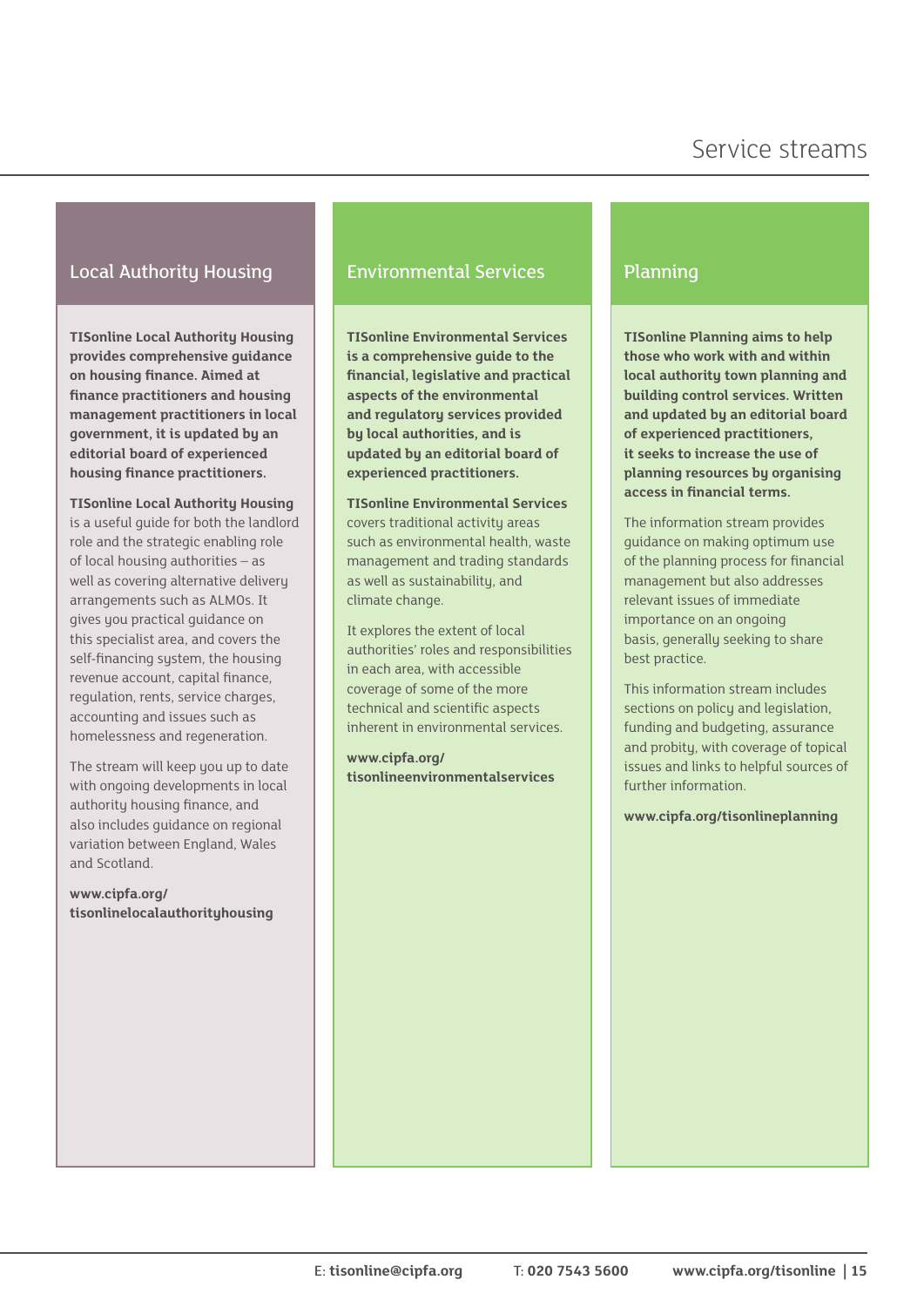# Service streams

## Local Authority Housing

**TISonline Local Authority Housing provides comprehensive guidance on housing finance. Aimed at finance practitioners and housing management practitioners in local government, it is updated by an editorial board of experienced housing finance practitioners.**

**TISonline Local Authority Housing** is a useful guide for both the landlord role and the strategic enabling role of local housing authorities – as well as covering alternative delivery arrangements such as ALMOs. It gives you practical guidance on this specialist area, and covers the self-financing system, the housing revenue account, capital finance, regulation, rents, service charges, accounting and issues such as homelessness and regeneration.

The stream will keep you up to date with ongoing developments in local authority housing finance, and also includes guidance on regional variation between England, Wales and Scotland.

**www.cipfa.org/tisonlinelocalauthorityhousing**

## Environmental Services

**TISonline Environmental Services is a comprehensive guide to the financial, legislative and practical aspects of the environmental and regulatory services provided by local authorities, and is updated by an editorial board of experienced practitioners.**

**TISonline Environmental Services** covers traditional activity areas such as environmental health, waste management and trading standards as well as sustainability, and climate change.

It explores the extent of local authorities' roles and responsibilities in each area, with accessible coverage of some of the more technical and scientific aspects inherent in environmental services.

**www.cipfa.org/tisonlineenvironmentalservices**

## Planning

**TISonline Planning aims to help those who work with and within local authority town planning and building control services. Written and updated by an editorial board of experienced practitioners, it seeks to increase the use of planning resources by organising access in financial terms.**

The information stream provides guidance on making optimum use of the planning process for financial management but also addresses relevant issues of immediate importance on an ongoing basis, generally seeking to share best practice.

This information stream includes sections on policy and legislation, funding and budgeting, assurance and probity, with coverage of topical issues and links to helpful sources of further information.

**www.cipfa.org/tisonlineplanning**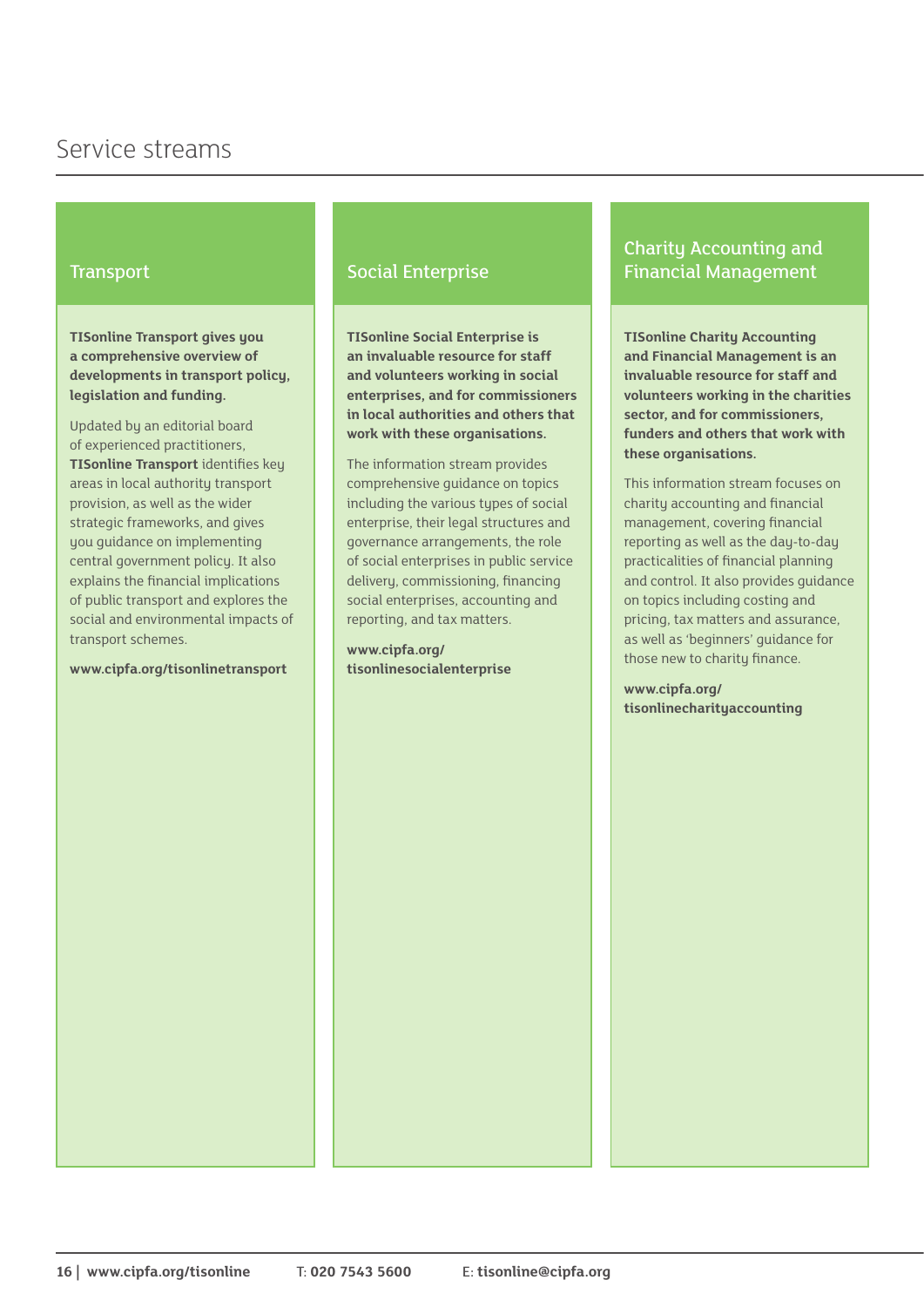# Service streams

## Transport

**TISonline Transport gives you a comprehensive overview of developments in transport policy, legislation and funding.**

Updated by an editorial board of experienced practitioners, **TISonline Transport** identifies key areas in local authority transport provision, as well as the wider strategic frameworks, and gives you guidance on implementing central government policy. It also explains the financial implications of public transport and explores the social and environmental impacts of transport schemes.

**www.cipfa.org/tisonlinetransport**

## Social Enterprise

**TISonline Social Enterprise is an invaluable resource for staff and volunteers working in social enterprises, and for commissioners in local authorities and others that work with these organisations.**

The information stream provides comprehensive guidance on topics including the various types of social enterprise, their legal structures and governance arrangements, the role of social enterprises in public service delivery, commissioning, financing social enterprises, accounting and reporting, and tax matters.

**www.cipfa.org/tisonlinesocialenterprise**

## Charity Accounting and Financial Management

**TISonline Charity Accounting and Financial Management is an invaluable resource for staff and volunteers working in the charities sector, and for commissioners, funders and others that work with these organisations.**

This information stream focuses on charity accounting and financial management, covering financial reporting as well as the day-to-day practicalities of financial planning and control. It also provides guidance on topics including costing and pricing, tax matters and assurance, as well as 'beginners' guidance for those new to charity finance.

**www.cipfa.org/tisonlinecharityaccounting**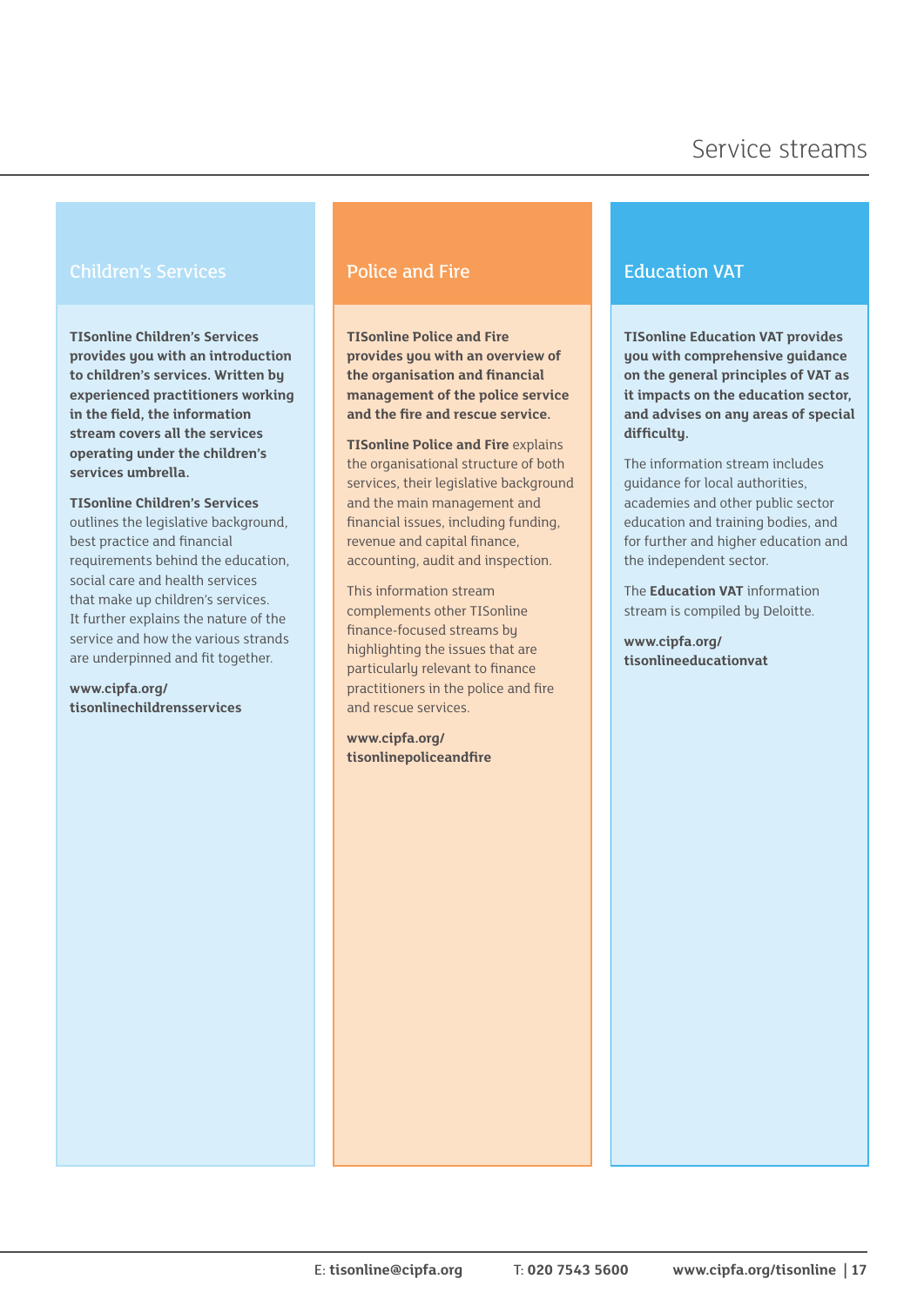# Service streams

## Children's Services

**TISonline Children's Services provides you with an introduction to children's services. Written by experienced practitioners working in the field, the information stream covers all the services operating under the children's services umbrella.**

**TISonline Children's Services** outlines the legislative background, best practice and financial requirements behind the education, social care and health services that make up children's services. It further explains the nature of the service and how the various strands are underpinned and fit together.

**www.cipfa.org/tisonlinechildrensservices**

## Police and Fire

**TISonline Police and Fire provides you with an overview of the organisation and financial management of the police service and the fire and rescue service.**

**TISonline Police and Fire** explains the organisational structure of both services, their legislative background and the main management and financial issues, including funding, revenue and capital finance, accounting, audit and inspection.

This information stream complements other TISonline finance-focused streams by highlighting the issues that are particularly relevant to finance practitioners in the police and fire and rescue services.

**www.cipfa.org/tisonlinepoliceandfire**

## Education VAT

**TISonline Education VAT provides you with comprehensive guidance on the general principles of VAT as it impacts on the education sector, and advises on any areas of special difficulty.**

The information stream includes guidance for local authorities, academies and other public sector education and training bodies, and for further and higher education and the independent sector.

The **Education VAT** information stream is compiled by Deloitte.

**www.cipfa.org/tisonlineeducationvat**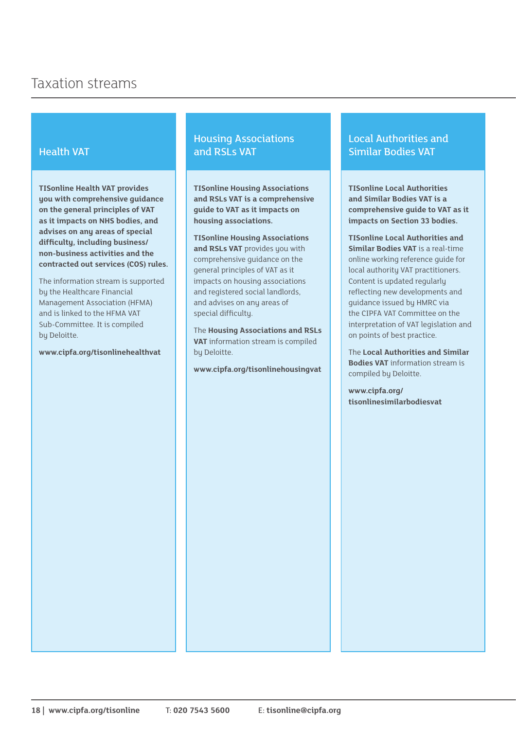# Taxation streams

## Health VAT

**TISonline Health VAT provides you with comprehensive guidance on the general principles of VAT as it impacts on NHS bodies, and advises on any areas of special difficulty, including business/non-business activities and the contracted out services (COS) rules.**

The information stream is supported by the Healthcare Financial Management Association (HFMA) and is linked to the HFMA VAT Sub-Committee. It is compiled by Deloitte.

**www.cipfa.org/tisonlinehealthvat**

## Housing Associations and RSLs VAT

**TISonline Housing Associations and RSLs VAT is a comprehensive guide to VAT as it impacts on housing associations.**

**TISonline Housing Associations and RSLs VAT** provides you with comprehensive guidance on the general principles of VAT as it impacts on housing associations and registered social landlords, and advises on any areas of special difficulty.

The **Housing Associations and RSLs VAT** information stream is compiled by Deloitte.

**www.cipfa.org/tisonlinehousingvat**

## Local Authorities and Similar Bodies VAT

**TISonline Local Authorities and Similar Bodies VAT is a comprehensive guide to VAT as it impacts on Section 33 bodies.**

**TISonline Local Authorities and Similar Bodies VAT** is a real-time online working reference guide for local authority VAT practitioners. Content is updated regularly reflecting new developments and guidance issued by HMRC via the CIPFA VAT Committee on the interpretation of VAT legislation and on points of best practice.

The **Local Authorities and Similar Bodies VAT** information stream is compiled by Deloitte.

**www.cipfa.org/tisonlinesimilarbodiesvat**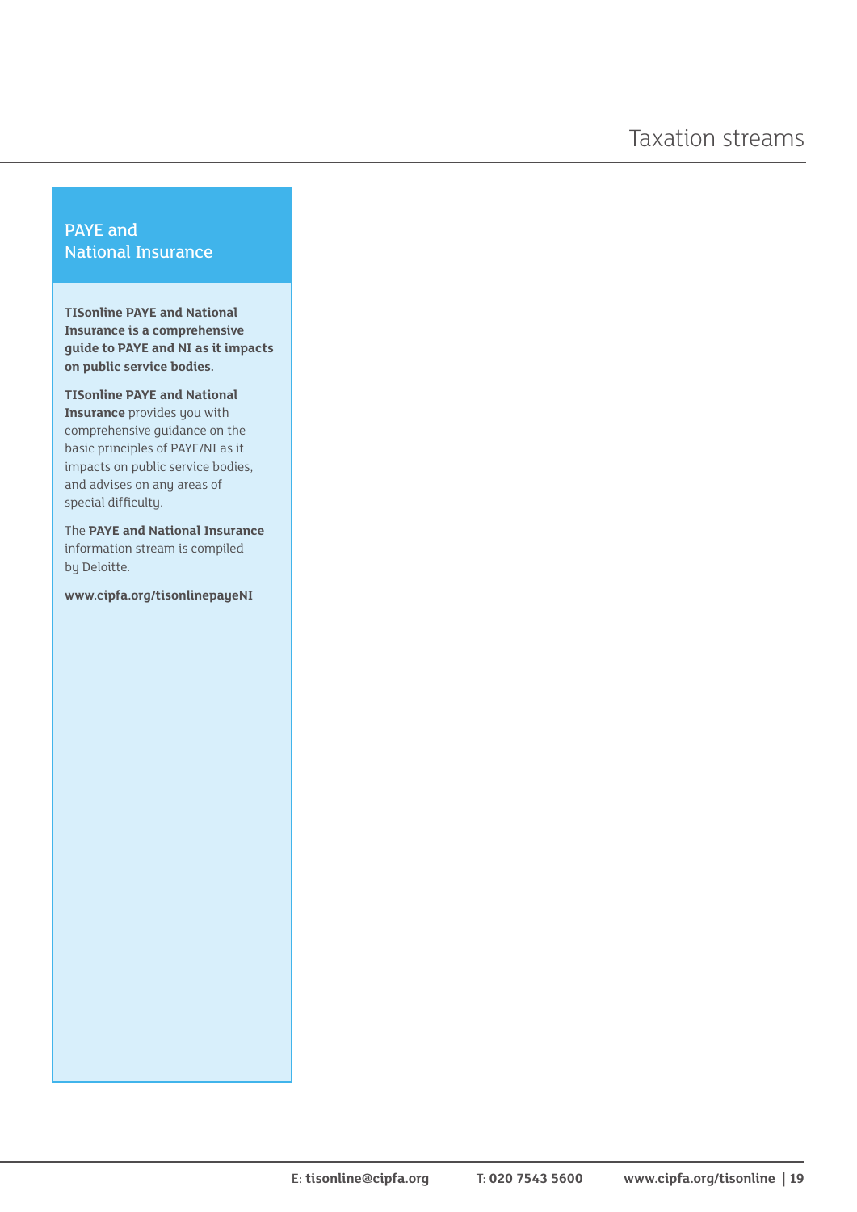# Taxation streams

## PAYE and National Insurance

**TISonline PAYE and National Insurance is a comprehensive guide to PAYE and NI as it impacts on public service bodies.**

**TISonline PAYE and National Insurance** provides you with comprehensive guidance on the basic principles of PAYE/NI as it impacts on public service bodies, and advises on any areas of special difficulty.

The **PAYE and National Insurance** information stream is compiled by Deloitte.

**www.cipfa.org/tisonlinepayeNI**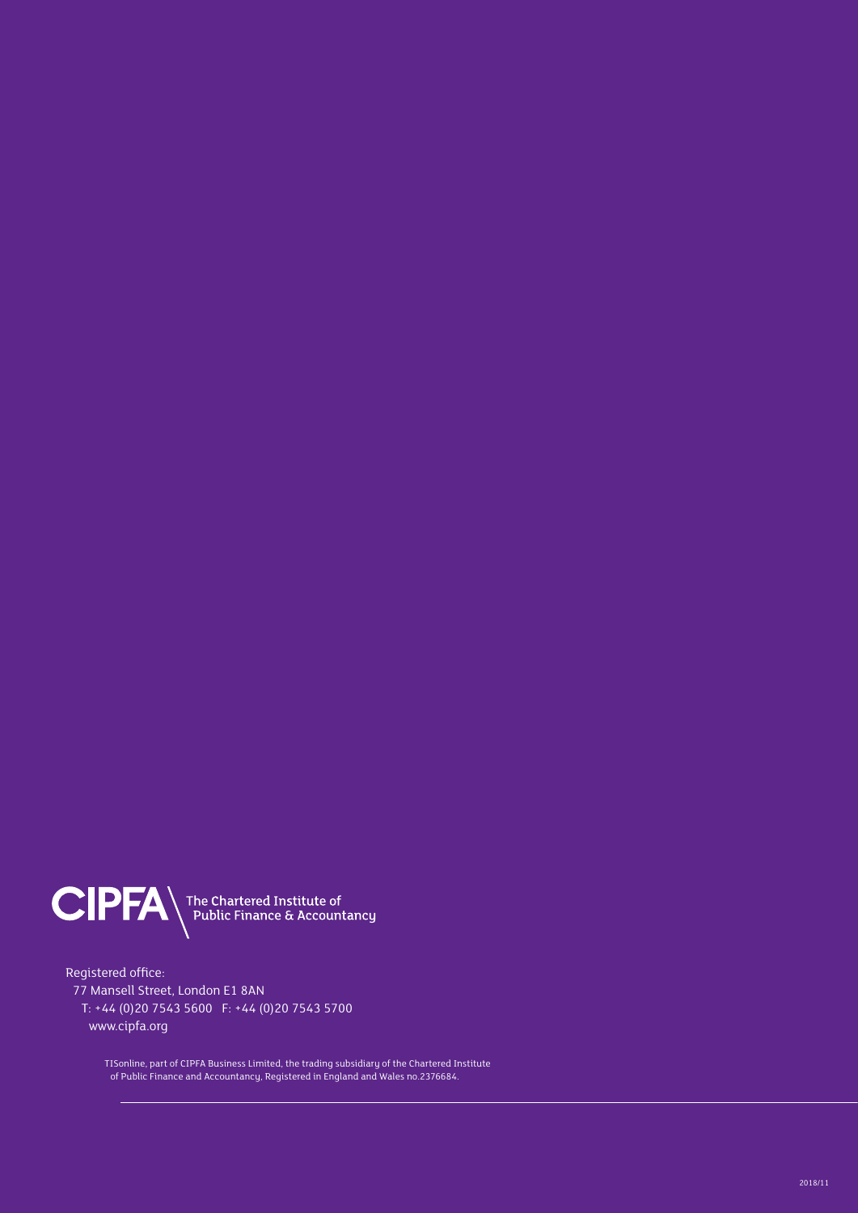CIPFA The Chartered Institute of Public Finance & Accountancy

Registered office:
77 Mansell Street, London E1 8AN
T: +44 (0)20 7543 5600 F: +44 (0)20 7543 5700
www.cipfa.org

TISonline, part of CIPFA Business Limited, the trading subsidiary of the Chartered Institute of Public Finance and Accountancy, Registered in England and Wales no.2376684.

2018/11